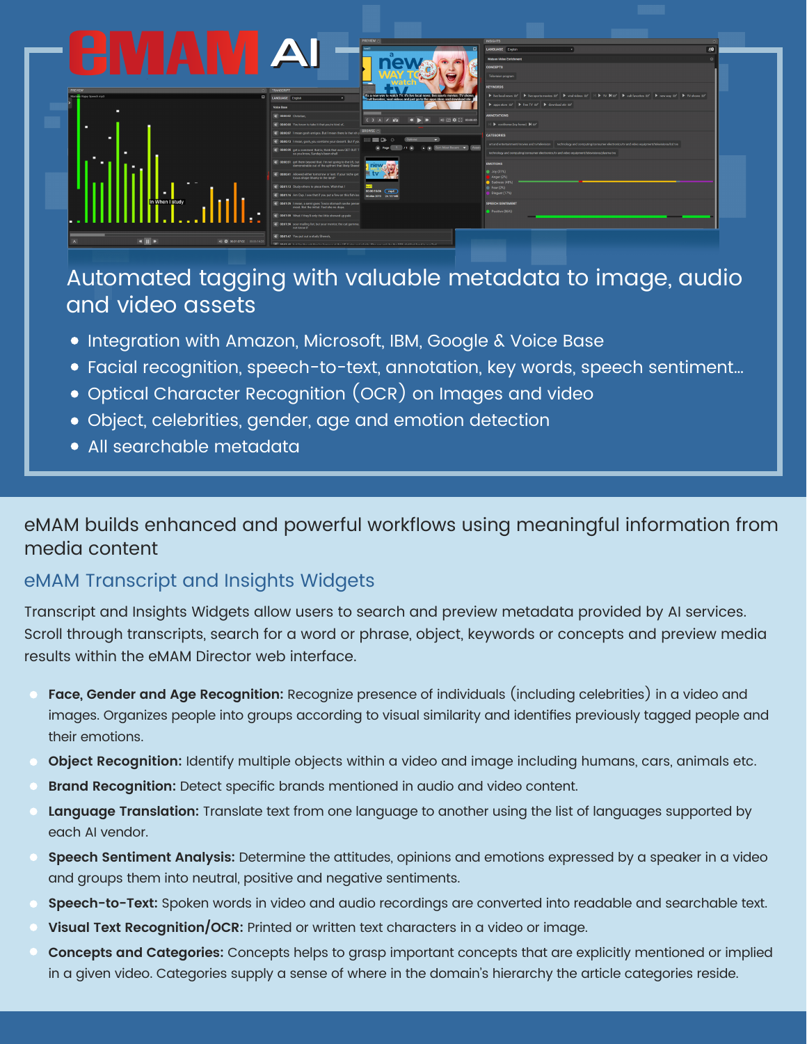# eMAM AI

Automated tagging with valuable metadata to image, audio and video assets

- Integration with Amazon, Microsoft, IBM, Google & Voice Base
- Facial recognition, speech-to-text, annotation, key words, speech sentiment...
- Optical Character Recognition (OCR) on Images and video
- Object, celebrities, gender, age and emotion detection
- All searchable metadata

## eMAM builds enhanced and powerful workflows using meaningful information from media content

### eMAM Transcript and Insights Widgets

Transcript and Insights Widgets allow users to search and preview metadata provided by AI services. Scroll through transcripts, search for a word or phrase, object, keywords or concepts and preview media results within the eMAM Director web interface.

- **Face, Gender and Age Recognition:** Recognize presence of individuals (including celebrities) in a video and images. Organizes people into groups according to visual similarity and identifies previously tagged people and their emotions.
- **Object Recognition:** Identify multiple objects within a video and image including humans, cars, animals etc.
- **Brand Recognition:** Detect specific brands mentioned in audio and video content.
- **Language Translation:** Translate text from one language to another using the list of languages supported by each AI vendor.
- **Speech Sentiment Analysis:** Determine the attitudes, opinions and emotions expressed by a speaker in a video and groups them into neutral, positive and negative sentiments.
- **Speech-to-Text:** Spoken words in video and audio recordings are converted into readable and searchable text.
- **Visual Text Recognition/OCR:** Printed or written text characters in a video or image.
- **Concepts and Categories:** Concepts helps to grasp important concepts that are explicitly mentioned or implied in a given video. Categories supply a sense of where in the domain's hierarchy the article categories reside.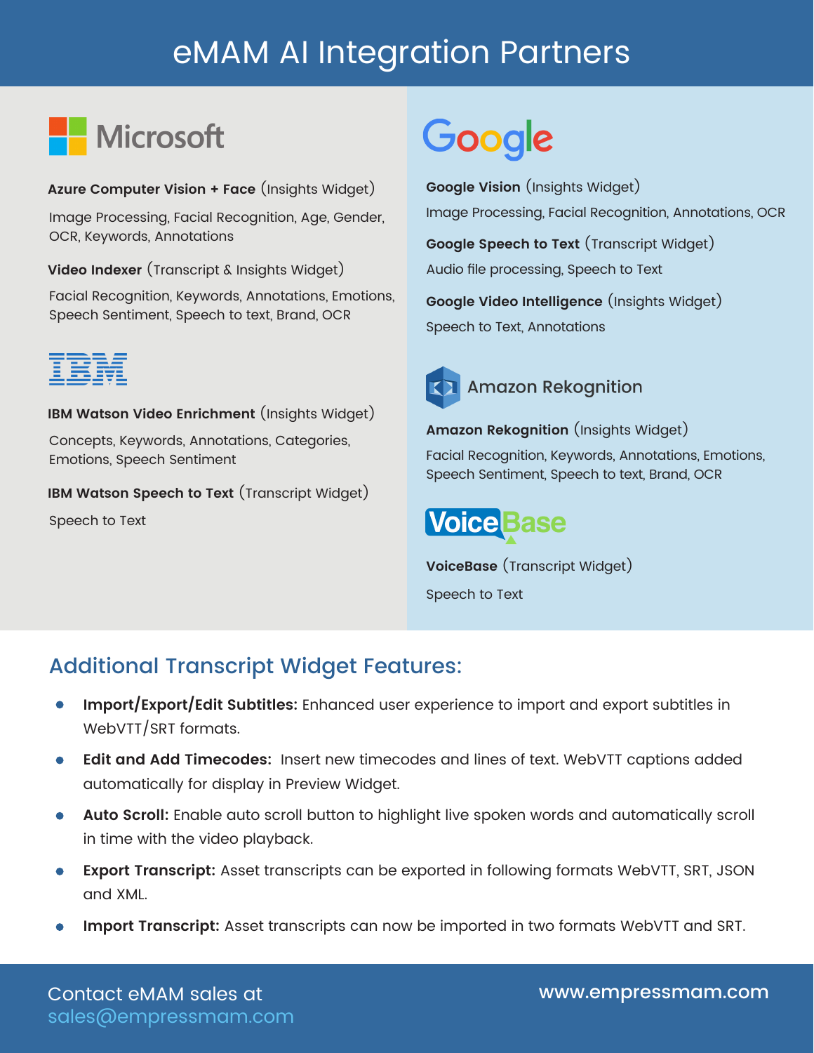# eMAM AI Integration Partners

## Microsoft

**Azure Computer Vision + Face** (Insights Widget)

Image Processing, Facial Recognition, Age, Gender, OCR, Keywords, Annotations

**Video Indexer** (Transcript & Insights Widget)

Facial Recognition, Keywords, Annotations, Emotions, Speech Sentiment, Speech to text, Brand, OCR

## IBM

**IBM Watson Video Enrichment** (Insights Widget)

Concepts, Keywords, Annotations, Categories, Emotions, Speech Sentiment

**IBM Watson Speech to Text** (Transcript Widget)

Speech to Text

## Google

**Google Vision** (Insights Widget)

Image Processing, Facial Recognition, Annotations, OCR

**Google Speech to Text** (Transcript Widget)

Audio file processing, Speech to Text

**Google Video Intelligence** (Insights Widget)

Speech to Text, Annotations

## Amazon Rekognition

**Amazon Rekognition** (Insights Widget)

Facial Recognition, Keywords, Annotations, Emotions, Speech Sentiment, Speech to text, Brand, OCR

## VoiceBase

**VoiceBase** (Transcript Widget)

Speech to Text

## Additional Transcript Widget Features:

- **Import/Export/Edit Subtitles:** Enhanced user experience to import and export subtitles in WebVTT/SRT formats.
- **Edit and Add Timecodes:** Insert new timecodes and lines of text. WebVTT captions added automatically for display in Preview Widget.
- **Auto Scroll:** Enable auto scroll button to highlight live spoken words and automatically scroll in time with the video playback.
- **Export Transcript:** Asset transcripts can be exported in following formats WebVTT, SRT, JSON and XML.
- **Import Transcript:** Asset transcripts can now be imported in two formats WebVTT and SRT.

Contact eMAM sales at sales@empressmam.com

www.empressmam.com